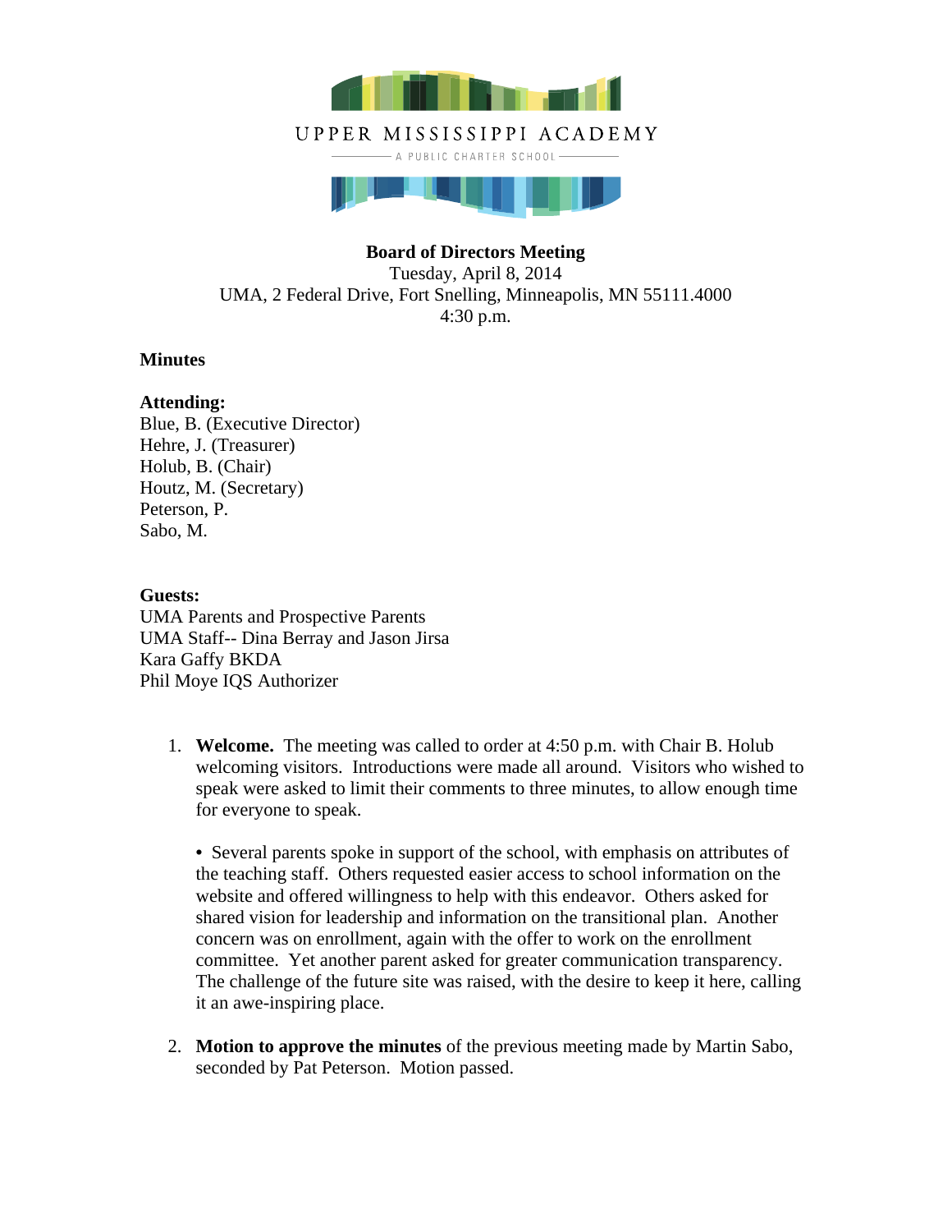UPPER MISSISSIPPI ACADEMY

A PUBLIC CHARTER SCHOOL

**Board of Directors Meeting**
Tuesday, April 8, 2014
UMA, 2 Federal Drive, Fort Snelling, Minneapolis, MN 55111.4000
4:30 p.m.

**Minutes**

**Attending:**
Blue, B. (Executive Director)
Hehre, J. (Treasurer)
Holub, B. (Chair)
Houtz, M. (Secretary)
Peterson, P.
Sabo, M.

**Guests:**
UMA Parents and Prospective Parents
UMA Staff-- Dina Berray and Jason Jirsa
Kara Gaffy BKDA
Phil Moye IQS Authorizer

1. **Welcome.** The meeting was called to order at 4:50 p.m. with Chair B. Holub welcoming visitors. Introductions were made all around. Visitors who wished to speak were asked to limit their comments to three minutes, to allow enough time for everyone to speak.

   • Several parents spoke in support of the school, with emphasis on attributes of the teaching staff. Others requested easier access to school information on the website and offered willingness to help with this endeavor. Others asked for shared vision for leadership and information on the transitional plan. Another concern was on enrollment, again with the offer to work on the enrollment committee. Yet another parent asked for greater communication transparency. The challenge of the future site was raised, with the desire to keep it here, calling it an awe-inspiring place.

2. **Motion to approve the minutes** of the previous meeting made by Martin Sabo, seconded by Pat Peterson. Motion passed.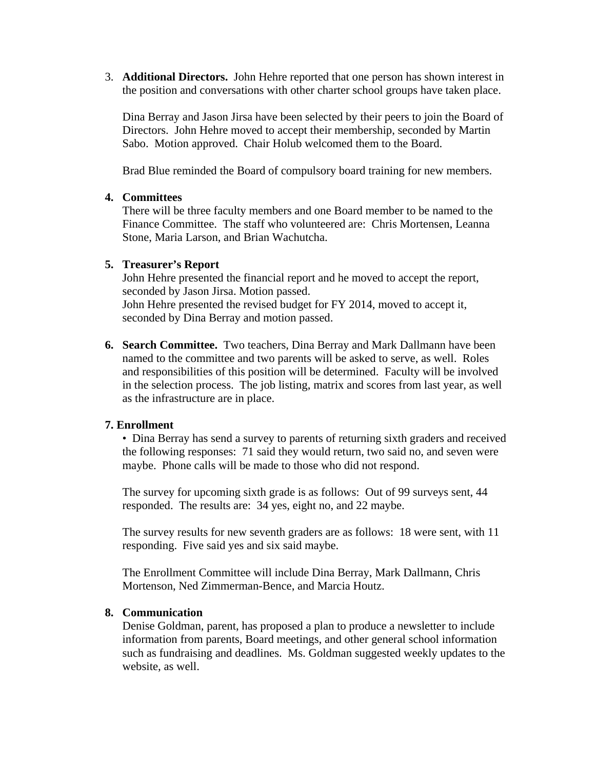3. **Additional Directors.** John Hehre reported that one person has shown interest in the position and conversations with other charter school groups have taken place.

   Dina Berray and Jason Jirsa have been selected by their peers to join the Board of Directors. John Hehre moved to accept their membership, seconded by Martin Sabo. Motion approved. Chair Holub welcomed them to the Board.

   Brad Blue reminded the Board of compulsory board training for new members.

4. **Committees**
   There will be three faculty members and one Board member to be named to the Finance Committee. The staff who volunteered are: Chris Mortensen, Leanna Stone, Maria Larson, and Brian Wachutcha.

5. **Treasurer's Report**
   John Hehre presented the financial report and he moved to accept the report, seconded by Jason Jirsa. Motion passed.
   John Hehre presented the revised budget for FY 2014, moved to accept it, seconded by Dina Berray and motion passed.

6. **Search Committee.** Two teachers, Dina Berray and Mark Dallmann have been named to the committee and two parents will be asked to serve, as well. Roles and responsibilities of this position will be determined. Faculty will be involved in the selection process. The job listing, matrix and scores from last year, as well as the infrastructure are in place.

**7. Enrollment**

- Dina Berray has send a survey to parents of returning sixth graders and received the following responses: 71 said they would return, two said no, and seven were maybe. Phone calls will be made to those who did not respond.

The survey for upcoming sixth grade is as follows: Out of 99 surveys sent, 44 responded. The results are: 34 yes, eight no, and 22 maybe.

The survey results for new seventh graders are as follows: 18 were sent, with 11 responding. Five said yes and six said maybe.

The Enrollment Committee will include Dina Berray, Mark Dallmann, Chris Mortenson, Ned Zimmerman-Bence, and Marcia Houtz.

8. **Communication**
   Denise Goldman, parent, has proposed a plan to produce a newsletter to include information from parents, Board meetings, and other general school information such as fundraising and deadlines. Ms. Goldman suggested weekly updates to the website, as well.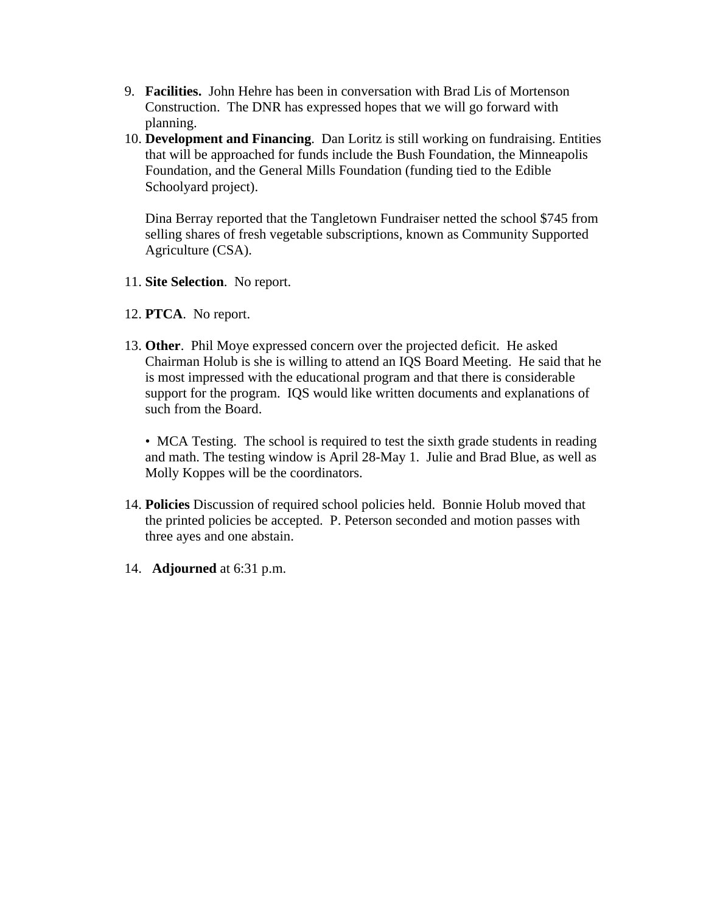9. **Facilities.** John Hehre has been in conversation with Brad Lis of Mortenson Construction. The DNR has expressed hopes that we will go forward with planning.
10. **Development and Financing**. Dan Loritz is still working on fundraising. Entities that will be approached for funds include the Bush Foundation, the Minneapolis Foundation, and the General Mills Foundation (funding tied to the Edible Schoolyard project).

    Dina Berray reported that the Tangletown Fundraiser netted the school $745 from selling shares of fresh vegetable subscriptions, known as Community Supported Agriculture (CSA).

11. **Site Selection**. No report.

12. **PTCA**. No report.

13. **Other**. Phil Moye expressed concern over the projected deficit. He asked Chairman Holub is she is willing to attend an IQS Board Meeting. He said that he is most impressed with the educational program and that there is considerable support for the program. IQS would like written documents and explanations of such from the Board.

    • MCA Testing. The school is required to test the sixth grade students in reading and math. The testing window is April 28-May 1. Julie and Brad Blue, as well as Molly Koppes will be the coordinators.

14. **Policies** Discussion of required school policies held. Bonnie Holub moved that the printed policies be accepted. P. Peterson seconded and motion passes with three ayes and one abstain.

14. **Adjourned** at 6:31 p.m.